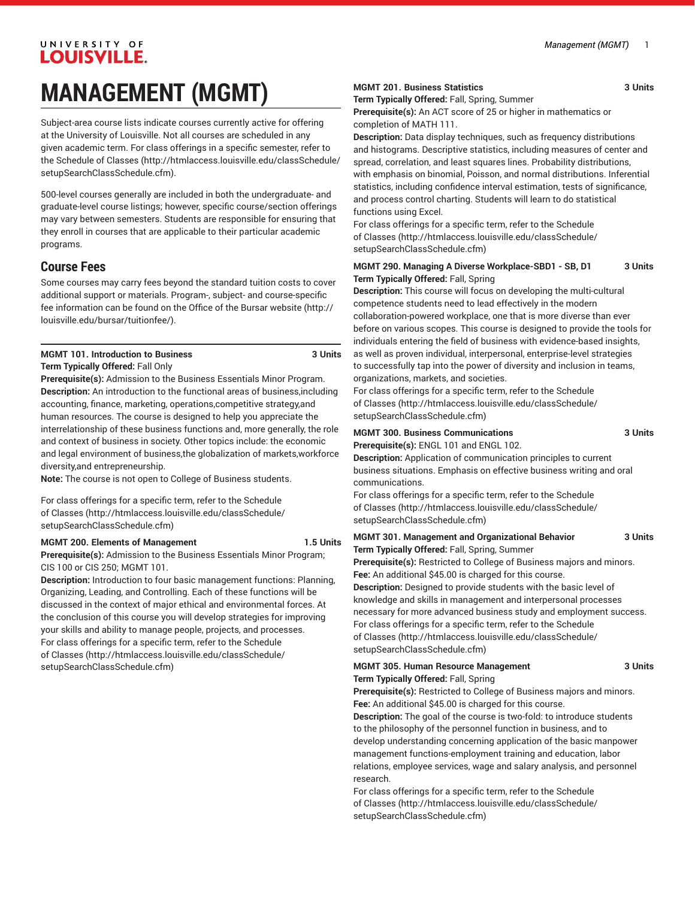# MANAGEMENT (MGMT)

Subject-area course lists indicate courses currently active for offering at the University of Louisville. Not all courses are scheduled in any given academic term. For class offerings in a specific semester, refer to the Schedule of Classes (http://htmlaccess.louisville.edu/classSchedule/setupSearchClassSchedule.cfm).

500-level courses generally are included in both the undergraduate- and graduate-level course listings; however, specific course/section offerings may vary between semesters. Students are responsible for ensuring that they enroll in courses that are applicable to their particular academic programs.

## Course Fees

Some courses may carry fees beyond the standard tuition costs to cover additional support or materials. Program-, subject- and course-specific fee information can be found on the Office of the Bursar website (http://louisville.edu/bursar/tuitionfee/).

**MGMT 101. Introduction to Business** **3 Units**
**Term Typically Offered:** Fall Only
**Prerequisite(s):** Admission to the Business Essentials Minor Program.
**Description:** An introduction to the functional areas of business,including accounting, finance, marketing, operations,competitive strategy,and human resources. The course is designed to help you appreciate the interrelationship of these business functions and, more generally, the role and context of business in society. Other topics include: the economic and legal environment of business,the globalization of markets,workforce diversity,and entrepreneurship.
**Note:** The course is not open to College of Business students.

For class offerings for a specific term, refer to the Schedule of Classes (http://htmlaccess.louisville.edu/classSchedule/setupSearchClassSchedule.cfm)

**MGMT 200. Elements of Management** **1.5 Units**
**Prerequisite(s):** Admission to the Business Essentials Minor Program; CIS 100 or CIS 250; MGMT 101.
**Description:** Introduction to four basic management functions: Planning, Organizing, Leading, and Controlling. Each of these functions will be discussed in the context of major ethical and environmental forces. At the conclusion of this course you will develop strategies for improving your skills and ability to manage people, projects, and processes.
For class offerings for a specific term, refer to the Schedule of Classes (http://htmlaccess.louisville.edu/classSchedule/setupSearchClassSchedule.cfm)

**MGMT 201. Business Statistics** **3 Units**
**Term Typically Offered:** Fall, Spring, Summer
**Prerequisite(s):** An ACT score of 25 or higher in mathematics or completion of MATH 111.
**Description:** Data display techniques, such as frequency distributions and histograms. Descriptive statistics, including measures of center and spread, correlation, and least squares lines. Probability distributions, with emphasis on binomial, Poisson, and normal distributions. Inferential statistics, including confidence interval estimation, tests of significance, and process control charting. Students will learn to do statistical functions using Excel.
For class offerings for a specific term, refer to the Schedule of Classes (http://htmlaccess.louisville.edu/classSchedule/setupSearchClassSchedule.cfm)

**MGMT 290. Managing A Diverse Workplace-SBD1 - SB, D1** **3 Units**
**Term Typically Offered:** Fall, Spring
**Description:** This course will focus on developing the multi-cultural competence students need to lead effectively in the modern collaboration-powered workplace, one that is more diverse than ever before on various scopes. This course is designed to provide the tools for individuals entering the field of business with evidence-based insights, as well as proven individual, interpersonal, enterprise-level strategies to successfully tap into the power of diversity and inclusion in teams, organizations, markets, and societies.
For class offerings for a specific term, refer to the Schedule of Classes (http://htmlaccess.louisville.edu/classSchedule/setupSearchClassSchedule.cfm)

**MGMT 300. Business Communications** **3 Units**
**Prerequisite(s):** ENGL 101 and ENGL 102.
**Description:** Application of communication principles to current business situations. Emphasis on effective business writing and oral communications.
For class offerings for a specific term, refer to the Schedule of Classes (http://htmlaccess.louisville.edu/classSchedule/setupSearchClassSchedule.cfm)

**MGMT 301. Management and Organizational Behavior** **3 Units**
**Term Typically Offered:** Fall, Spring, Summer
**Prerequisite(s):** Restricted to College of Business majors and minors.
**Fee:** An additional $45.00 is charged for this course.
**Description:** Designed to provide students with the basic level of knowledge and skills in management and interpersonal processes necessary for more advanced business study and employment success.
For class offerings for a specific term, refer to the Schedule of Classes (http://htmlaccess.louisville.edu/classSchedule/setupSearchClassSchedule.cfm)

**MGMT 305. Human Resource Management** **3 Units**
**Term Typically Offered:** Fall, Spring
**Prerequisite(s):** Restricted to College of Business majors and minors.
**Fee:** An additional $45.00 is charged for this course.
**Description:** The goal of the course is two-fold: to introduce students to the philosophy of the personnel function in business, and to develop understanding concerning application of the basic manpower management functions-employment training and education, labor relations, employee services, wage and salary analysis, and personnel research.
For class offerings for a specific term, refer to the Schedule of Classes (http://htmlaccess.louisville.edu/classSchedule/setupSearchClassSchedule.cfm)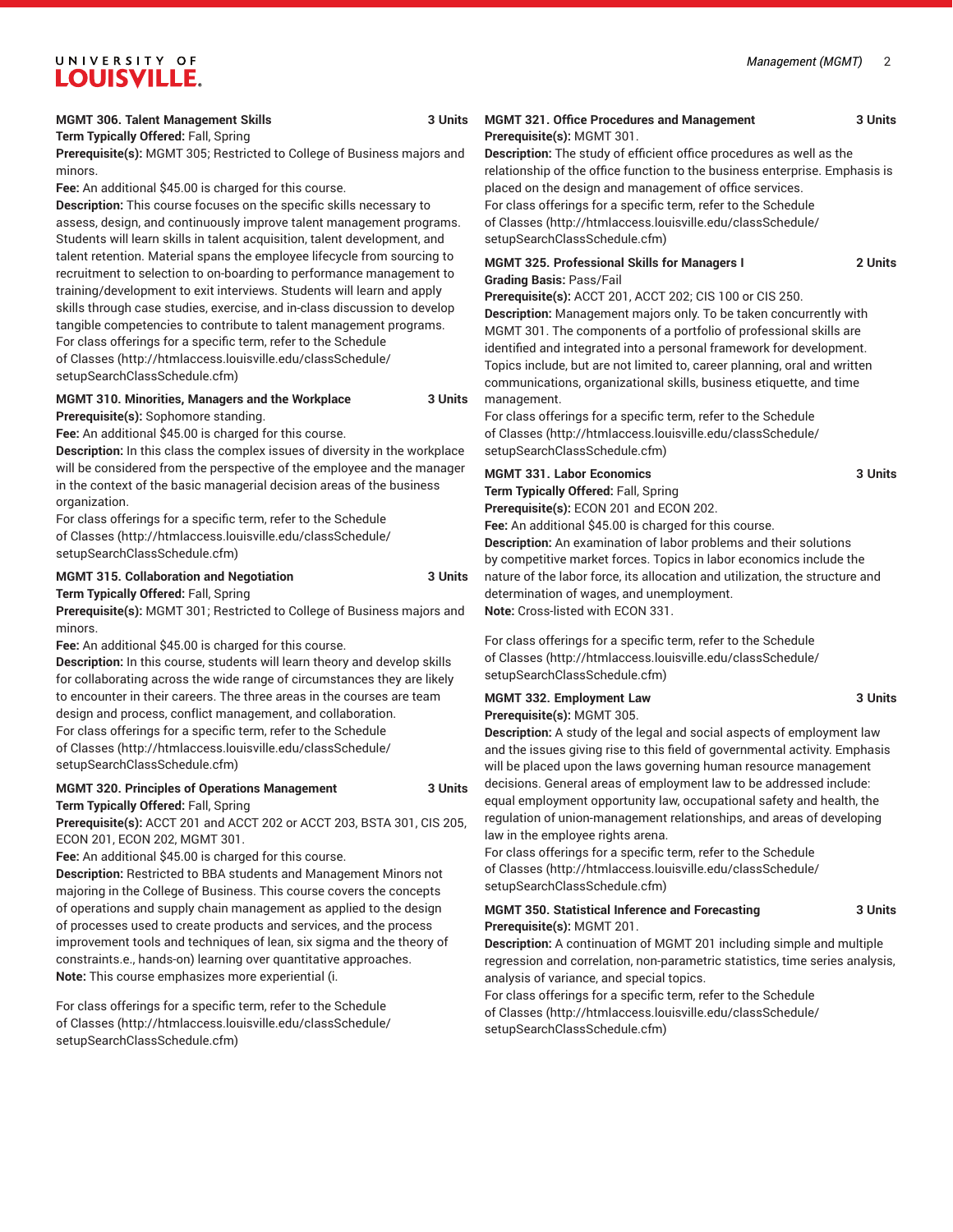**MGMT 306. Talent Management Skills 3 Units**

**Term Typically Offered:** Fall, Spring

**Prerequisite(s):** MGMT 305; Restricted to College of Business majors and minors.

**Fee:** An additional $45.00 is charged for this course.

**Description:** This course focuses on the specific skills necessary to assess, design, and continuously improve talent management programs. Students will learn skills in talent acquisition, talent development, and talent retention. Material spans the employee lifecycle from sourcing to recruitment to selection to on-boarding to performance management to training/development to exit interviews. Students will learn and apply skills through case studies, exercise, and in-class discussion to develop tangible competencies to contribute to talent management programs.

For class offerings for a specific term, refer to the Schedule of Classes (http://htmlaccess.louisville.edu/classSchedule/setupSearchClassSchedule.cfm)

**MGMT 310. Minorities, Managers and the Workplace 3 Units**

**Prerequisite(s):** Sophomore standing.

**Fee:** An additional $45.00 is charged for this course.

**Description:** In this class the complex issues of diversity in the workplace will be considered from the perspective of the employee and the manager in the context of the basic managerial decision areas of the business organization.

For class offerings for a specific term, refer to the Schedule of Classes (http://htmlaccess.louisville.edu/classSchedule/setupSearchClassSchedule.cfm)

**MGMT 315. Collaboration and Negotiation 3 Units**

**Term Typically Offered:** Fall, Spring

**Prerequisite(s):** MGMT 301; Restricted to College of Business majors and minors.

**Fee:** An additional $45.00 is charged for this course.

**Description:** In this course, students will learn theory and develop skills for collaborating across the wide range of circumstances they are likely to encounter in their careers. The three areas in the courses are team design and process, conflict management, and collaboration.

For class offerings for a specific term, refer to the Schedule of Classes (http://htmlaccess.louisville.edu/classSchedule/setupSearchClassSchedule.cfm)

**MGMT 320. Principles of Operations Management 3 Units**

**Term Typically Offered:** Fall, Spring

**Prerequisite(s):** ACCT 201 and ACCT 202 or ACCT 203, BSTA 301, CIS 205, ECON 201, ECON 202, MGMT 301.

**Fee:** An additional $45.00 is charged for this course.

**Description:** Restricted to BBA students and Management Minors not majoring in the College of Business. This course covers the concepts of operations and supply chain management as applied to the design of processes used to create products and services, and the process improvement tools and techniques of lean, six sigma and the theory of constraints.e., hands-on) learning over quantitative approaches.

**Note:** This course emphasizes more experiential (i.

For class offerings for a specific term, refer to the Schedule of Classes (http://htmlaccess.louisville.edu/classSchedule/setupSearchClassSchedule.cfm)

**MGMT 321. Office Procedures and Management 3 Units**

**Prerequisite(s):** MGMT 301.

**Description:** The study of efficient office procedures as well as the relationship of the office function to the business enterprise. Emphasis is placed on the design and management of office services.

For class offerings for a specific term, refer to the Schedule of Classes (http://htmlaccess.louisville.edu/classSchedule/setupSearchClassSchedule.cfm)

**MGMT 325. Professional Skills for Managers I 2 Units**

**Grading Basis:** Pass/Fail

**Prerequisite(s):** ACCT 201, ACCT 202; CIS 100 or CIS 250.

**Description:** Management majors only. To be taken concurrently with MGMT 301. The components of a portfolio of professional skills are identified and integrated into a personal framework for development. Topics include, but are not limited to, career planning, oral and written communications, organizational skills, business etiquette, and time management.

For class offerings for a specific term, refer to the Schedule of Classes (http://htmlaccess.louisville.edu/classSchedule/setupSearchClassSchedule.cfm)

**MGMT 331. Labor Economics 3 Units**

**Term Typically Offered:** Fall, Spring

**Prerequisite(s):** ECON 201 and ECON 202.

**Fee:** An additional $45.00 is charged for this course.

**Description:** An examination of labor problems and their solutions by competitive market forces. Topics in labor economics include the nature of the labor force, its allocation and utilization, the structure and determination of wages, and unemployment.

**Note:** Cross-listed with ECON 331.

For class offerings for a specific term, refer to the Schedule of Classes (http://htmlaccess.louisville.edu/classSchedule/setupSearchClassSchedule.cfm)

**MGMT 332. Employment Law 3 Units**

**Prerequisite(s):** MGMT 305.

**Description:** A study of the legal and social aspects of employment law and the issues giving rise to this field of governmental activity. Emphasis will be placed upon the laws governing human resource management decisions. General areas of employment law to be addressed include: equal employment opportunity law, occupational safety and health, the regulation of union-management relationships, and areas of developing law in the employee rights arena.

For class offerings for a specific term, refer to the Schedule of Classes (http://htmlaccess.louisville.edu/classSchedule/setupSearchClassSchedule.cfm)

**MGMT 350. Statistical Inference and Forecasting 3 Units**

**Prerequisite(s):** MGMT 201.

**Description:** A continuation of MGMT 201 including simple and multiple regression and correlation, non-parametric statistics, time series analysis, analysis of variance, and special topics.

For class offerings for a specific term, refer to the Schedule of Classes (http://htmlaccess.louisville.edu/classSchedule/setupSearchClassSchedule.cfm)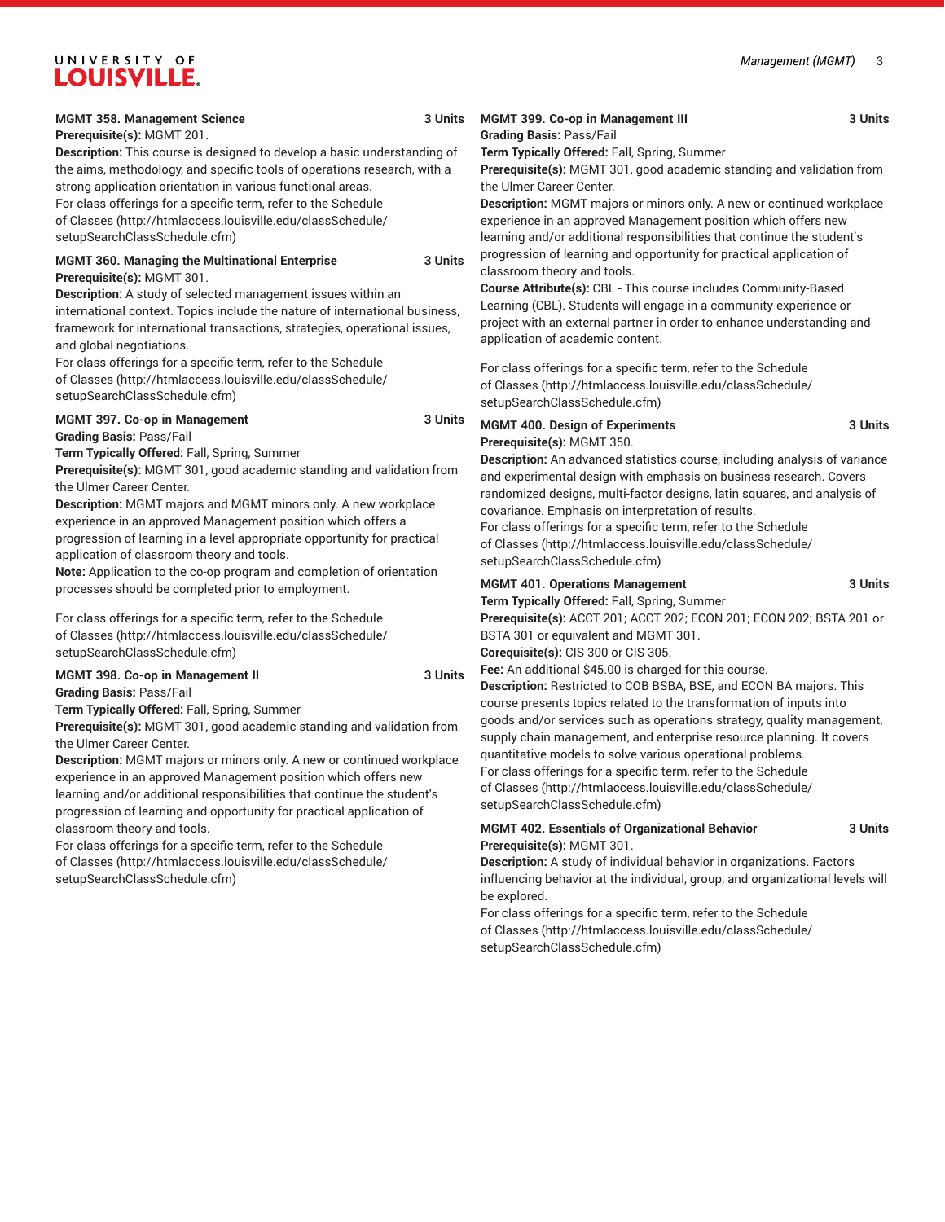**MGMT 358. Management Science** **3 Units**

**Prerequisite(s):** MGMT 201.

**Description:** This course is designed to develop a basic understanding of the aims, methodology, and specific tools of operations research, with a strong application orientation in various functional areas.

For class offerings for a specific term, refer to the Schedule of Classes (http://htmlaccess.louisville.edu/classSchedule/setupSearchClassSchedule.cfm)

**MGMT 360. Managing the Multinational Enterprise** **3 Units**

**Prerequisite(s):** MGMT 301.

**Description:** A study of selected management issues within an international context. Topics include the nature of international business, framework for international transactions, strategies, operational issues, and global negotiations.

For class offerings for a specific term, refer to the Schedule of Classes (http://htmlaccess.louisville.edu/classSchedule/setupSearchClassSchedule.cfm)

**MGMT 397. Co-op in Management** **3 Units**

**Grading Basis:** Pass/Fail

**Term Typically Offered:** Fall, Spring, Summer

**Prerequisite(s):** MGMT 301, good academic standing and validation from the Ulmer Career Center.

**Description:** MGMT majors and MGMT minors only. A new workplace experience in an approved Management position which offers a progression of learning in a level appropriate opportunity for practical application of classroom theory and tools.

**Note:** Application to the co-op program and completion of orientation processes should be completed prior to employment.

For class offerings for a specific term, refer to the Schedule of Classes (http://htmlaccess.louisville.edu/classSchedule/setupSearchClassSchedule.cfm)

**MGMT 398. Co-op in Management II** **3 Units**

**Grading Basis:** Pass/Fail

**Term Typically Offered:** Fall, Spring, Summer

**Prerequisite(s):** MGMT 301, good academic standing and validation from the Ulmer Career Center.

**Description:** MGMT majors or minors only. A new or continued workplace experience in an approved Management position which offers new learning and/or additional responsibilities that continue the student's progression of learning and opportunity for practical application of classroom theory and tools.

For class offerings for a specific term, refer to the Schedule of Classes (http://htmlaccess.louisville.edu/classSchedule/setupSearchClassSchedule.cfm)

**MGMT 399. Co-op in Management III** **3 Units**

**Grading Basis:** Pass/Fail

**Term Typically Offered:** Fall, Spring, Summer

**Prerequisite(s):** MGMT 301, good academic standing and validation from the Ulmer Career Center.

**Description:** MGMT majors or minors only. A new or continued workplace experience in an approved Management position which offers new learning and/or additional responsibilities that continue the student's progression of learning and opportunity for practical application of classroom theory and tools.

**Course Attribute(s):** CBL - This course includes Community-Based Learning (CBL). Students will engage in a community experience or project with an external partner in order to enhance understanding and application of academic content.

For class offerings for a specific term, refer to the Schedule of Classes (http://htmlaccess.louisville.edu/classSchedule/setupSearchClassSchedule.cfm)

**MGMT 400. Design of Experiments** **3 Units**

**Prerequisite(s):** MGMT 350.

**Description:** An advanced statistics course, including analysis of variance and experimental design with emphasis on business research. Covers randomized designs, multi-factor designs, latin squares, and analysis of covariance. Emphasis on interpretation of results.

For class offerings for a specific term, refer to the Schedule of Classes (http://htmlaccess.louisville.edu/classSchedule/setupSearchClassSchedule.cfm)

**MGMT 401. Operations Management** **3 Units**

**Term Typically Offered:** Fall, Spring, Summer

**Prerequisite(s):** ACCT 201; ACCT 202; ECON 201; ECON 202; BSTA 201 or BSTA 301 or equivalent and MGMT 301.

**Corequisite(s):** CIS 300 or CIS 305.

**Fee:** An additional $45.00 is charged for this course.

**Description:** Restricted to COB BSBA, BSE, and ECON BA majors. This course presents topics related to the transformation of inputs into goods and/or services such as operations strategy, quality management, supply chain management, and enterprise resource planning. It covers quantitative models to solve various operational problems.

For class offerings for a specific term, refer to the Schedule of Classes (http://htmlaccess.louisville.edu/classSchedule/setupSearchClassSchedule.cfm)

**MGMT 402. Essentials of Organizational Behavior** **3 Units**

**Prerequisite(s):** MGMT 301.

**Description:** A study of individual behavior in organizations. Factors influencing behavior at the individual, group, and organizational levels will be explored.

For class offerings for a specific term, refer to the Schedule of Classes (http://htmlaccess.louisville.edu/classSchedule/setupSearchClassSchedule.cfm)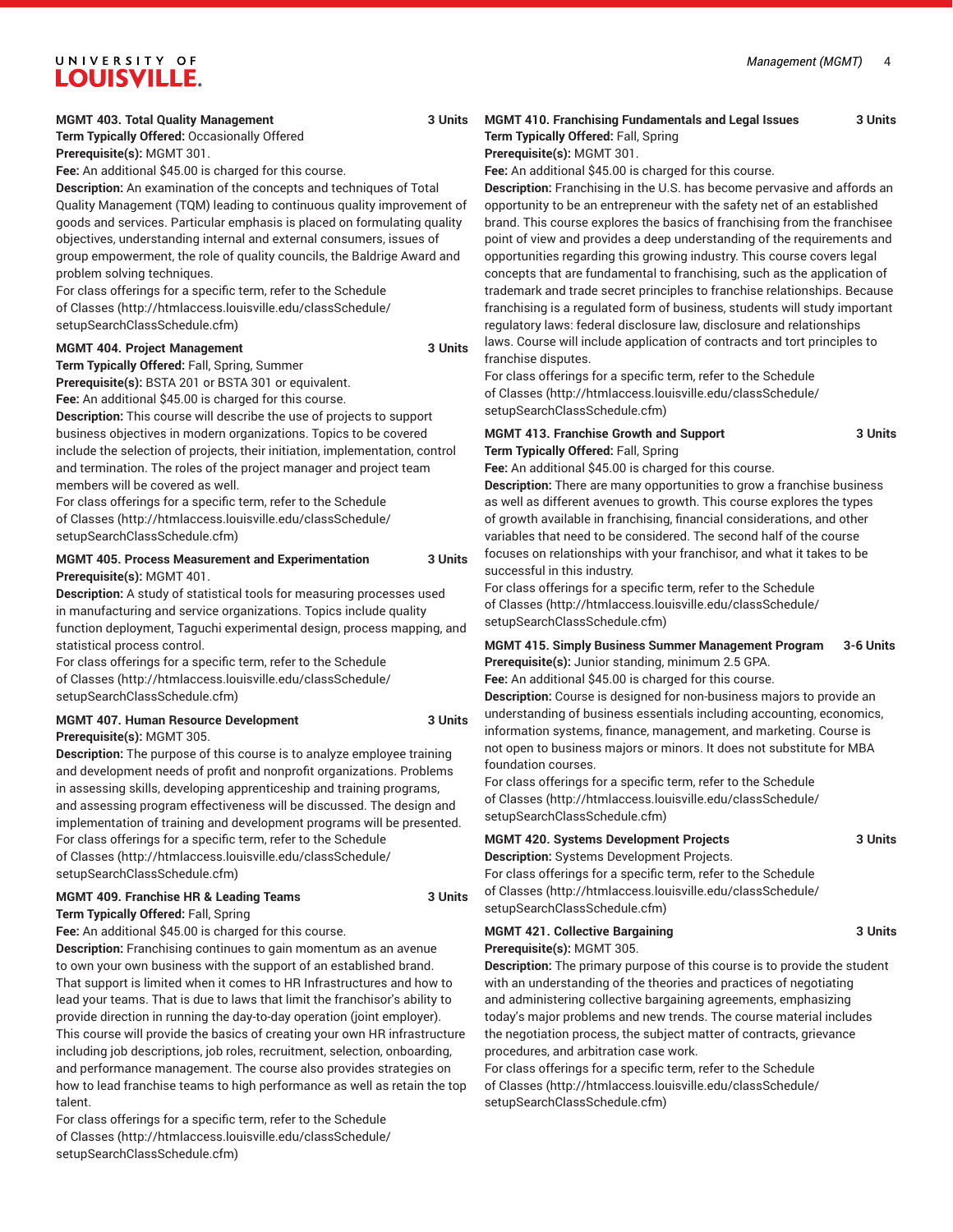**MGMT 403. Total Quality Management 3 Units**
**Term Typically Offered:** Occasionally Offered
**Prerequisite(s):** MGMT 301.
**Fee:** An additional $45.00 is charged for this course.
**Description:** An examination of the concepts and techniques of Total Quality Management (TQM) leading to continuous quality improvement of goods and services. Particular emphasis is placed on formulating quality objectives, understanding internal and external consumers, issues of group empowerment, the role of quality councils, the Baldrige Award and problem solving techniques.
For class offerings for a specific term, refer to the Schedule of Classes (http://htmlaccess.louisville.edu/classSchedule/setupSearchClassSchedule.cfm)

**MGMT 404. Project Management 3 Units**
**Term Typically Offered:** Fall, Spring, Summer
**Prerequisite(s):** BSTA 201 or BSTA 301 or equivalent.
**Fee:** An additional $45.00 is charged for this course.
**Description:** This course will describe the use of projects to support business objectives in modern organizations. Topics to be covered include the selection of projects, their initiation, implementation, control and termination. The roles of the project manager and project team members will be covered as well.
For class offerings for a specific term, refer to the Schedule of Classes (http://htmlaccess.louisville.edu/classSchedule/setupSearchClassSchedule.cfm)

**MGMT 405. Process Measurement and Experimentation 3 Units**
**Prerequisite(s):** MGMT 401.
**Description:** A study of statistical tools for measuring processes used in manufacturing and service organizations. Topics include quality function deployment, Taguchi experimental design, process mapping, and statistical process control.
For class offerings for a specific term, refer to the Schedule of Classes (http://htmlaccess.louisville.edu/classSchedule/setupSearchClassSchedule.cfm)

**MGMT 407. Human Resource Development 3 Units**
**Prerequisite(s):** MGMT 305.
**Description:** The purpose of this course is to analyze employee training and development needs of profit and nonprofit organizations. Problems in assessing skills, developing apprenticeship and training programs, and assessing program effectiveness will be discussed. The design and implementation of training and development programs will be presented.
For class offerings for a specific term, refer to the Schedule of Classes (http://htmlaccess.louisville.edu/classSchedule/setupSearchClassSchedule.cfm)

**MGMT 409. Franchise HR & Leading Teams 3 Units**
**Term Typically Offered:** Fall, Spring
**Fee:** An additional $45.00 is charged for this course.
**Description:** Franchising continues to gain momentum as an avenue to own your own business with the support of an established brand. That support is limited when it comes to HR Infrastructures and how to lead your teams. That is due to laws that limit the franchisor's ability to provide direction in running the day-to-day operation (joint employer). This course will provide the basics of creating your own HR infrastructure including job descriptions, job roles, recruitment, selection, onboarding, and performance management. The course also provides strategies on how to lead franchise teams to high performance as well as retain the top talent.
For class offerings for a specific term, refer to the Schedule of Classes (http://htmlaccess.louisville.edu/classSchedule/setupSearchClassSchedule.cfm)

**MGMT 410. Franchising Fundamentals and Legal Issues 3 Units**
**Term Typically Offered:** Fall, Spring
**Prerequisite(s):** MGMT 301.
**Fee:** An additional $45.00 is charged for this course.
**Description:** Franchising in the U.S. has become pervasive and affords an opportunity to be an entrepreneur with the safety net of an established brand. This course explores the basics of franchising from the franchisee point of view and provides a deep understanding of the requirements and opportunities regarding this growing industry. This course covers legal concepts that are fundamental to franchising, such as the application of trademark and trade secret principles to franchise relationships. Because franchising is a regulated form of business, students will study important regulatory laws: federal disclosure law, disclosure and relationships laws. Course will include application of contracts and tort principles to franchise disputes.
For class offerings for a specific term, refer to the Schedule of Classes (http://htmlaccess.louisville.edu/classSchedule/setupSearchClassSchedule.cfm)

**MGMT 413. Franchise Growth and Support 3 Units**
**Term Typically Offered:** Fall, Spring
**Fee:** An additional $45.00 is charged for this course.
**Description:** There are many opportunities to grow a franchise business as well as different avenues to growth. This course explores the types of growth available in franchising, financial considerations, and other variables that need to be considered. The second half of the course focuses on relationships with your franchisor, and what it takes to be successful in this industry.
For class offerings for a specific term, refer to the Schedule of Classes (http://htmlaccess.louisville.edu/classSchedule/setupSearchClassSchedule.cfm)

**MGMT 415. Simply Business Summer Management Program 3-6 Units**
**Prerequisite(s):** Junior standing, minimum 2.5 GPA.
**Fee:** An additional $45.00 is charged for this course.
**Description:** Course is designed for non-business majors to provide an understanding of business essentials including accounting, economics, information systems, finance, management, and marketing. Course is not open to business majors or minors. It does not substitute for MBA foundation courses.
For class offerings for a specific term, refer to the Schedule of Classes (http://htmlaccess.louisville.edu/classSchedule/setupSearchClassSchedule.cfm)

**MGMT 420. Systems Development Projects 3 Units**
**Description:** Systems Development Projects.
For class offerings for a specific term, refer to the Schedule of Classes (http://htmlaccess.louisville.edu/classSchedule/setupSearchClassSchedule.cfm)

**MGMT 421. Collective Bargaining 3 Units**
**Prerequisite(s):** MGMT 305.
**Description:** The primary purpose of this course is to provide the student with an understanding of the theories and practices of negotiating and administering collective bargaining agreements, emphasizing today's major problems and new trends. The course material includes the negotiation process, the subject matter of contracts, grievance procedures, and arbitration case work.
For class offerings for a specific term, refer to the Schedule of Classes (http://htmlaccess.louisville.edu/classSchedule/setupSearchClassSchedule.cfm)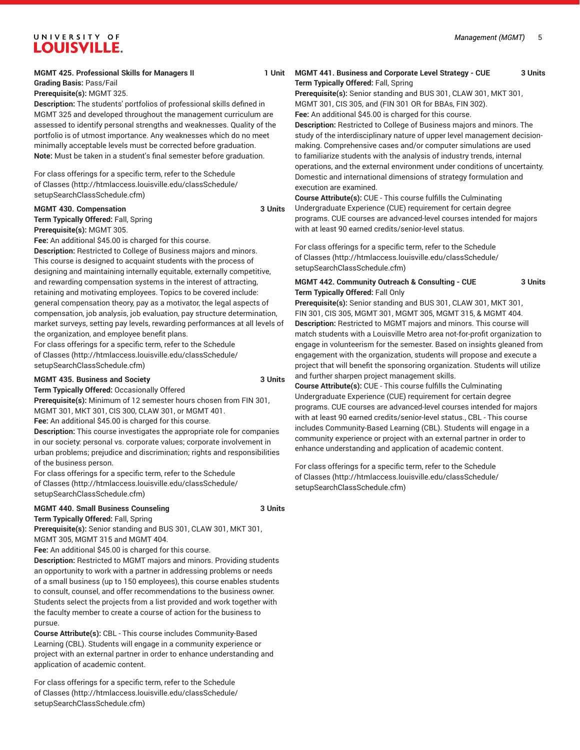**MGMT 425. Professional Skills for Managers II 1 Unit**

**Grading Basis:** Pass/Fail

**Prerequisite(s):** MGMT 325.

**Description:** The students' portfolios of professional skills defined in MGMT 325 and developed throughout the management curriculum are assessed to identify personal strengths and weaknesses. Quality of the portfolio is of utmost importance. Any weaknesses which do no meet minimally acceptable levels must be corrected before graduation.

**Note:** Must be taken in a student's final semester before graduation.

For class offerings for a specific term, refer to the Schedule of Classes (http://htmlaccess.louisville.edu/classSchedule/setupSearchClassSchedule.cfm)

**MGMT 430. Compensation 3 Units**

**Term Typically Offered:** Fall, Spring

**Prerequisite(s):** MGMT 305.

**Fee:** An additional $45.00 is charged for this course.

**Description:** Restricted to College of Business majors and minors. This course is designed to acquaint students with the process of designing and maintaining internally equitable, externally competitive, and rewarding compensation systems in the interest of attracting, retaining and motivating employees. Topics to be covered include: general compensation theory, pay as a motivator, the legal aspects of compensation, job analysis, job evaluation, pay structure determination, market surveys, setting pay levels, rewarding performances at all levels of the organization, and employee benefit plans.

For class offerings for a specific term, refer to the Schedule of Classes (http://htmlaccess.louisville.edu/classSchedule/setupSearchClassSchedule.cfm)

**MGMT 435. Business and Society 3 Units**

**Term Typically Offered:** Occasionally Offered

**Prerequisite(s):** Minimum of 12 semester hours chosen from FIN 301, MGMT 301, MKT 301, CIS 300, CLAW 301, or MGMT 401.

**Fee:** An additional $45.00 is charged for this course.

**Description:** This course investigates the appropriate role for companies in our society: personal vs. corporate values; corporate involvement in urban problems; prejudice and discrimination; rights and responsibilities of the business person.

For class offerings for a specific term, refer to the Schedule of Classes (http://htmlaccess.louisville.edu/classSchedule/setupSearchClassSchedule.cfm)

**MGMT 440. Small Business Counseling 3 Units**

**Term Typically Offered:** Fall, Spring

**Prerequisite(s):** Senior standing and BUS 301, CLAW 301, MKT 301, MGMT 305, MGMT 315 and MGMT 404.

**Fee:** An additional $45.00 is charged for this course.

**Description:** Restricted to MGMT majors and minors. Providing students an opportunity to work with a partner in addressing problems or needs of a small business (up to 150 employees), this course enables students to consult, counsel, and offer recommendations to the business owner. Students select the projects from a list provided and work together with the faculty member to create a course of action for the business to pursue.

**Course Attribute(s):** CBL - This course includes Community-Based Learning (CBL). Students will engage in a community experience or project with an external partner in order to enhance understanding and application of academic content.

For class offerings for a specific term, refer to the Schedule of Classes (http://htmlaccess.louisville.edu/classSchedule/setupSearchClassSchedule.cfm)

**MGMT 441. Business and Corporate Level Strategy - CUE 3 Units**

**Term Typically Offered:** Fall, Spring

**Prerequisite(s):** Senior standing and BUS 301, CLAW 301, MKT 301, MGMT 301, CIS 305, and (FIN 301 OR for BBAs, FIN 302).

**Fee:** An additional $45.00 is charged for this course.

**Description:** Restricted to College of Business majors and minors. The study of the interdisciplinary nature of upper level management decision-making. Comprehensive cases and/or computer simulations are used to familiarize students with the analysis of industry trends, internal operations, and the external environment under conditions of uncertainty. Domestic and international dimensions of strategy formulation and execution are examined.

**Course Attribute(s):** CUE - This course fulfills the Culminating Undergraduate Experience (CUE) requirement for certain degree programs. CUE courses are advanced-level courses intended for majors with at least 90 earned credits/senior-level status.

For class offerings for a specific term, refer to the Schedule of Classes (http://htmlaccess.louisville.edu/classSchedule/setupSearchClassSchedule.cfm)

**MGMT 442. Community Outreach & Consulting - CUE 3 Units**

**Term Typically Offered:** Fall Only

**Prerequisite(s):** Senior standing and BUS 301, CLAW 301, MKT 301, FIN 301, CIS 305, MGMT 301, MGMT 305, MGMT 315, & MGMT 404.

**Description:** Restricted to MGMT majors and minors. This course will match students with a Louisville Metro area not-for-profit organization to engage in volunteerism for the semester. Based on insights gleaned from engagement with the organization, students will propose and execute a project that will benefit the sponsoring organization. Students will utilize and further sharpen project management skills.

**Course Attribute(s):** CUE - This course fulfills the Culminating Undergraduate Experience (CUE) requirement for certain degree programs. CUE courses are advanced-level courses intended for majors with at least 90 earned credits/senior-level status., CBL - This course includes Community-Based Learning (CBL). Students will engage in a community experience or project with an external partner in order to enhance understanding and application of academic content.

For class offerings for a specific term, refer to the Schedule of Classes (http://htmlaccess.louisville.edu/classSchedule/setupSearchClassSchedule.cfm)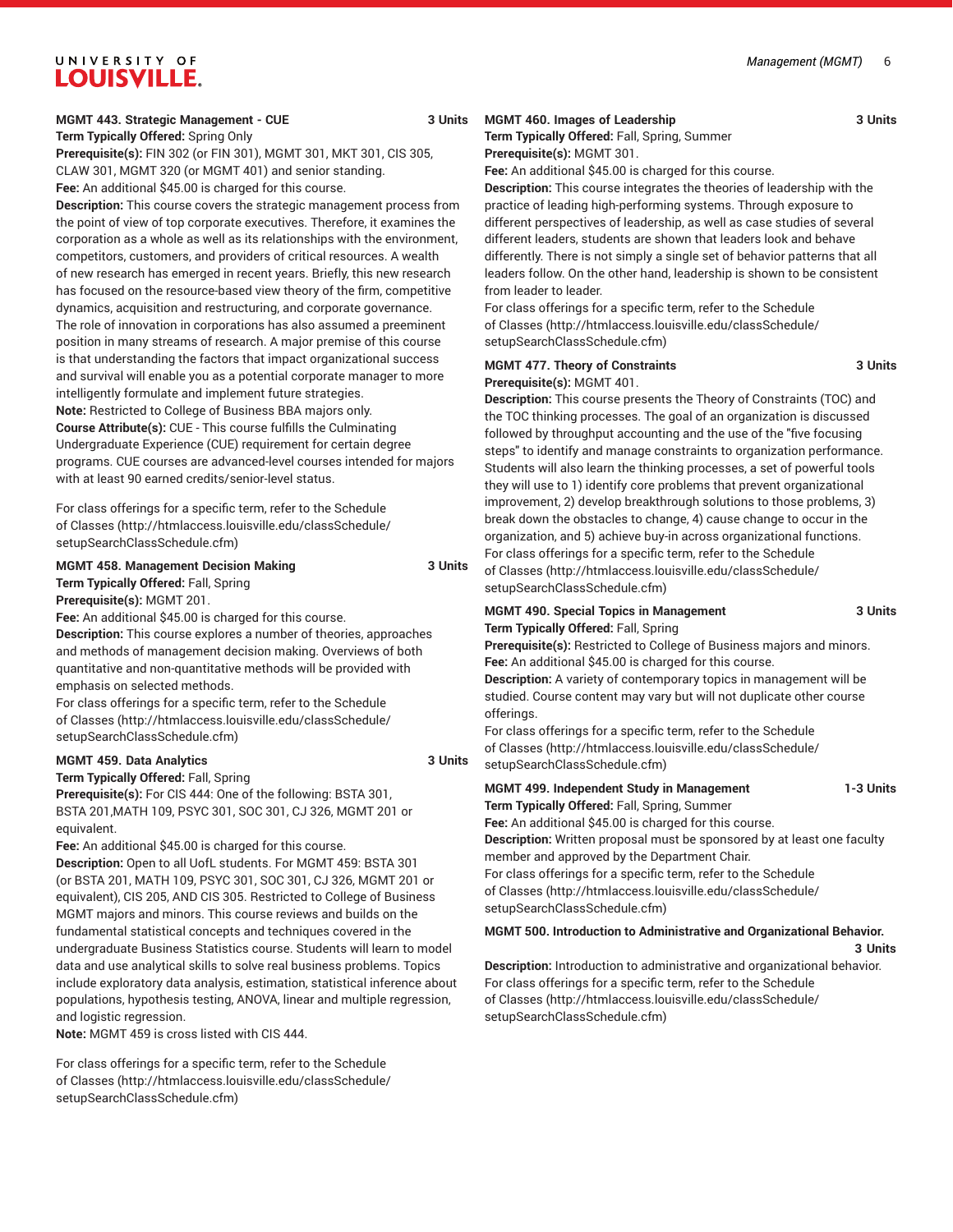**MGMT 443. Strategic Management - CUE 3 Units**
**Term Typically Offered:** Spring Only
**Prerequisite(s):** FIN 302 (or FIN 301), MGMT 301, MKT 301, CIS 305, CLAW 301, MGMT 320 (or MGMT 401) and senior standing.
**Fee:** An additional $45.00 is charged for this course.
**Description:** This course covers the strategic management process from the point of view of top corporate executives. Therefore, it examines the corporation as a whole as well as its relationships with the environment, competitors, customers, and providers of critical resources. A wealth of new research has emerged in recent years. Briefly, this new research has focused on the resource-based view theory of the firm, competitive dynamics, acquisition and restructuring, and corporate governance. The role of innovation in corporations has also assumed a preeminent position in many streams of research. A major premise of this course is that understanding the factors that impact organizational success and survival will enable you as a potential corporate manager to more intelligently formulate and implement future strategies.
**Note:** Restricted to College of Business BBA majors only.
**Course Attribute(s):** CUE - This course fulfills the Culminating Undergraduate Experience (CUE) requirement for certain degree programs. CUE courses are advanced-level courses intended for majors with at least 90 earned credits/senior-level status.

For class offerings for a specific term, refer to the Schedule of Classes (http://htmlaccess.louisville.edu/classSchedule/setupSearchClassSchedule.cfm)

**MGMT 458. Management Decision Making 3 Units**
**Term Typically Offered:** Fall, Spring
**Prerequisite(s):** MGMT 201.
**Fee:** An additional $45.00 is charged for this course.
**Description:** This course explores a number of theories, approaches and methods of management decision making. Overviews of both quantitative and non-quantitative methods will be provided with emphasis on selected methods.
For class offerings for a specific term, refer to the Schedule of Classes (http://htmlaccess.louisville.edu/classSchedule/setupSearchClassSchedule.cfm)

**MGMT 459. Data Analytics 3 Units**
**Term Typically Offered:** Fall, Spring
**Prerequisite(s):** For CIS 444: One of the following: BSTA 301, BSTA 201,MATH 109, PSYC 301, SOC 301, CJ 326, MGMT 201 or equivalent.
**Fee:** An additional $45.00 is charged for this course.
**Description:** Open to all UofL students. For MGMT 459: BSTA 301 (or BSTA 201, MATH 109, PSYC 301, SOC 301, CJ 326, MGMT 201 or equivalent), CIS 205, AND CIS 305. Restricted to College of Business MGMT majors and minors. This course reviews and builds on the fundamental statistical concepts and techniques covered in the undergraduate Business Statistics course. Students will learn to model data and use analytical skills to solve real business problems. Topics include exploratory data analysis, estimation, statistical inference about populations, hypothesis testing, ANOVA, linear and multiple regression, and logistic regression.
**Note:** MGMT 459 is cross listed with CIS 444.

For class offerings for a specific term, refer to the Schedule of Classes (http://htmlaccess.louisville.edu/classSchedule/setupSearchClassSchedule.cfm)

**MGMT 460. Images of Leadership 3 Units**
**Term Typically Offered:** Fall, Spring, Summer
**Prerequisite(s):** MGMT 301.
**Fee:** An additional $45.00 is charged for this course.
**Description:** This course integrates the theories of leadership with the practice of leading high-performing systems. Through exposure to different perspectives of leadership, as well as case studies of several different leaders, students are shown that leaders look and behave differently. There is not simply a single set of behavior patterns that all leaders follow. On the other hand, leadership is shown to be consistent from leader to leader.
For class offerings for a specific term, refer to the Schedule of Classes (http://htmlaccess.louisville.edu/classSchedule/setupSearchClassSchedule.cfm)

**MGMT 477. Theory of Constraints 3 Units**
**Prerequisite(s):** MGMT 401.
**Description:** This course presents the Theory of Constraints (TOC) and the TOC thinking processes. The goal of an organization is discussed followed by throughput accounting and the use of the "five focusing steps" to identify and manage constraints to organization performance. Students will also learn the thinking processes, a set of powerful tools they will use to 1) identify core problems that prevent organizational improvement, 2) develop breakthrough solutions to those problems, 3) break down the obstacles to change, 4) cause change to occur in the organization, and 5) achieve buy-in across organizational functions.
For class offerings for a specific term, refer to the Schedule of Classes (http://htmlaccess.louisville.edu/classSchedule/setupSearchClassSchedule.cfm)

**MGMT 490. Special Topics in Management 3 Units**
**Term Typically Offered:** Fall, Spring
**Prerequisite(s):** Restricted to College of Business majors and minors.
**Fee:** An additional $45.00 is charged for this course.
**Description:** A variety of contemporary topics in management will be studied. Course content may vary but will not duplicate other course offerings.
For class offerings for a specific term, refer to the Schedule of Classes (http://htmlaccess.louisville.edu/classSchedule/setupSearchClassSchedule.cfm)

**MGMT 499. Independent Study in Management 1-3 Units**
**Term Typically Offered:** Fall, Spring, Summer
**Fee:** An additional $45.00 is charged for this course.
**Description:** Written proposal must be sponsored by at least one faculty member and approved by the Department Chair.
For class offerings for a specific term, refer to the Schedule of Classes (http://htmlaccess.louisville.edu/classSchedule/setupSearchClassSchedule.cfm)

**MGMT 500. Introduction to Administrative and Organizational Behavior. 3 Units**

**Description:** Introduction to administrative and organizational behavior.
For class offerings for a specific term, refer to the Schedule of Classes (http://htmlaccess.louisville.edu/classSchedule/setupSearchClassSchedule.cfm)